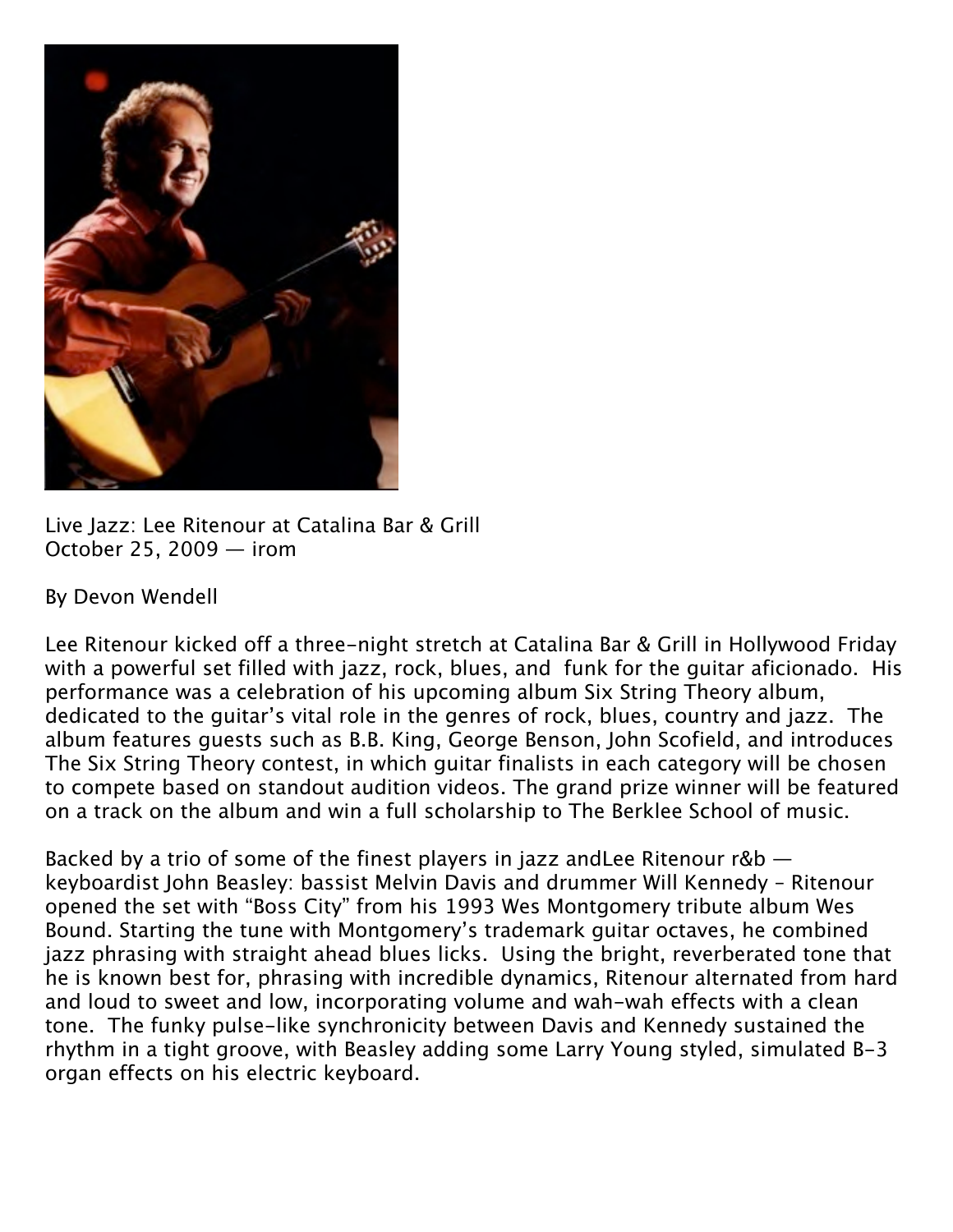Live Jazz: Lee Ritenour at Catalina Bar & Grill
October 25, 2009 — irom

By Devon Wendell

Lee Ritenour kicked off a three-night stretch at Catalina Bar & Grill in Hollywood Friday with a powerful set filled with jazz, rock, blues, and funk for the guitar aficionado. His performance was a celebration of his upcoming album Six String Theory album, dedicated to the guitar's vital role in the genres of rock, blues, country and jazz. The album features guests such as B.B. King, George Benson, John Scofield, and introduces The Six String Theory contest, in which guitar finalists in each category will be chosen to compete based on standout audition videos. The grand prize winner will be featured on a track on the album and win a full scholarship to The Berklee School of music.

Backed by a trio of some of the finest players in jazz andLee Ritenour r&b — keyboardist John Beasley: bassist Melvin Davis and drummer Will Kennedy – Ritenour opened the set with "Boss City" from his 1993 Wes Montgomery tribute album Wes Bound. Starting the tune with Montgomery's trademark guitar octaves, he combined jazz phrasing with straight ahead blues licks. Using the bright, reverberated tone that he is known best for, phrasing with incredible dynamics, Ritenour alternated from hard and loud to sweet and low, incorporating volume and wah-wah effects with a clean tone. The funky pulse-like synchronicity between Davis and Kennedy sustained the rhythm in a tight groove, with Beasley adding some Larry Young styled, simulated B-3 organ effects on his electric keyboard.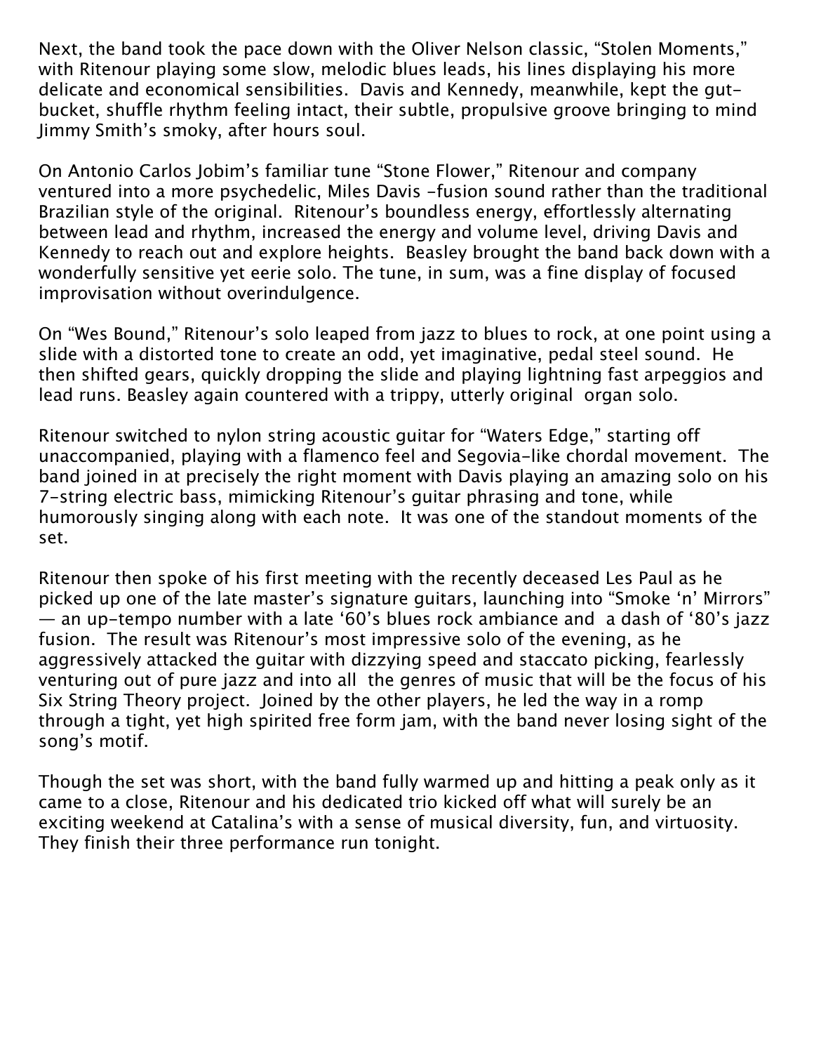Next, the band took the pace down with the Oliver Nelson classic, "Stolen Moments," with Ritenour playing some slow, melodic blues leads, his lines displaying his more delicate and economical sensibilities. Davis and Kennedy, meanwhile, kept the gut-bucket, shuffle rhythm feeling intact, their subtle, propulsive groove bringing to mind Jimmy Smith's smoky, after hours soul.

On Antonio Carlos Jobim's familiar tune "Stone Flower," Ritenour and company ventured into a more psychedelic, Miles Davis -fusion sound rather than the traditional Brazilian style of the original. Ritenour's boundless energy, effortlessly alternating between lead and rhythm, increased the energy and volume level, driving Davis and Kennedy to reach out and explore heights. Beasley brought the band back down with a wonderfully sensitive yet eerie solo. The tune, in sum, was a fine display of focused improvisation without overindulgence.

On "Wes Bound," Ritenour's solo leaped from jazz to blues to rock, at one point using a slide with a distorted tone to create an odd, yet imaginative, pedal steel sound. He then shifted gears, quickly dropping the slide and playing lightning fast arpeggios and lead runs. Beasley again countered with a trippy, utterly original organ solo.

Ritenour switched to nylon string acoustic guitar for "Waters Edge," starting off unaccompanied, playing with a flamenco feel and Segovia-like chordal movement. The band joined in at precisely the right moment with Davis playing an amazing solo on his 7-string electric bass, mimicking Ritenour's guitar phrasing and tone, while humorously singing along with each note. It was one of the standout moments of the set.

Ritenour then spoke of his first meeting with the recently deceased Les Paul as he picked up one of the late master's signature guitars, launching into "Smoke 'n' Mirrors" — an up-tempo number with a late '60's blues rock ambiance and a dash of '80's jazz fusion. The result was Ritenour's most impressive solo of the evening, as he aggressively attacked the guitar with dizzying speed and staccato picking, fearlessly venturing out of pure jazz and into all the genres of music that will be the focus of his Six String Theory project. Joined by the other players, he led the way in a romp through a tight, yet high spirited free form jam, with the band never losing sight of the song's motif.

Though the set was short, with the band fully warmed up and hitting a peak only as it came to a close, Ritenour and his dedicated trio kicked off what will surely be an exciting weekend at Catalina's with a sense of musical diversity, fun, and virtuosity. They finish their three performance run tonight.